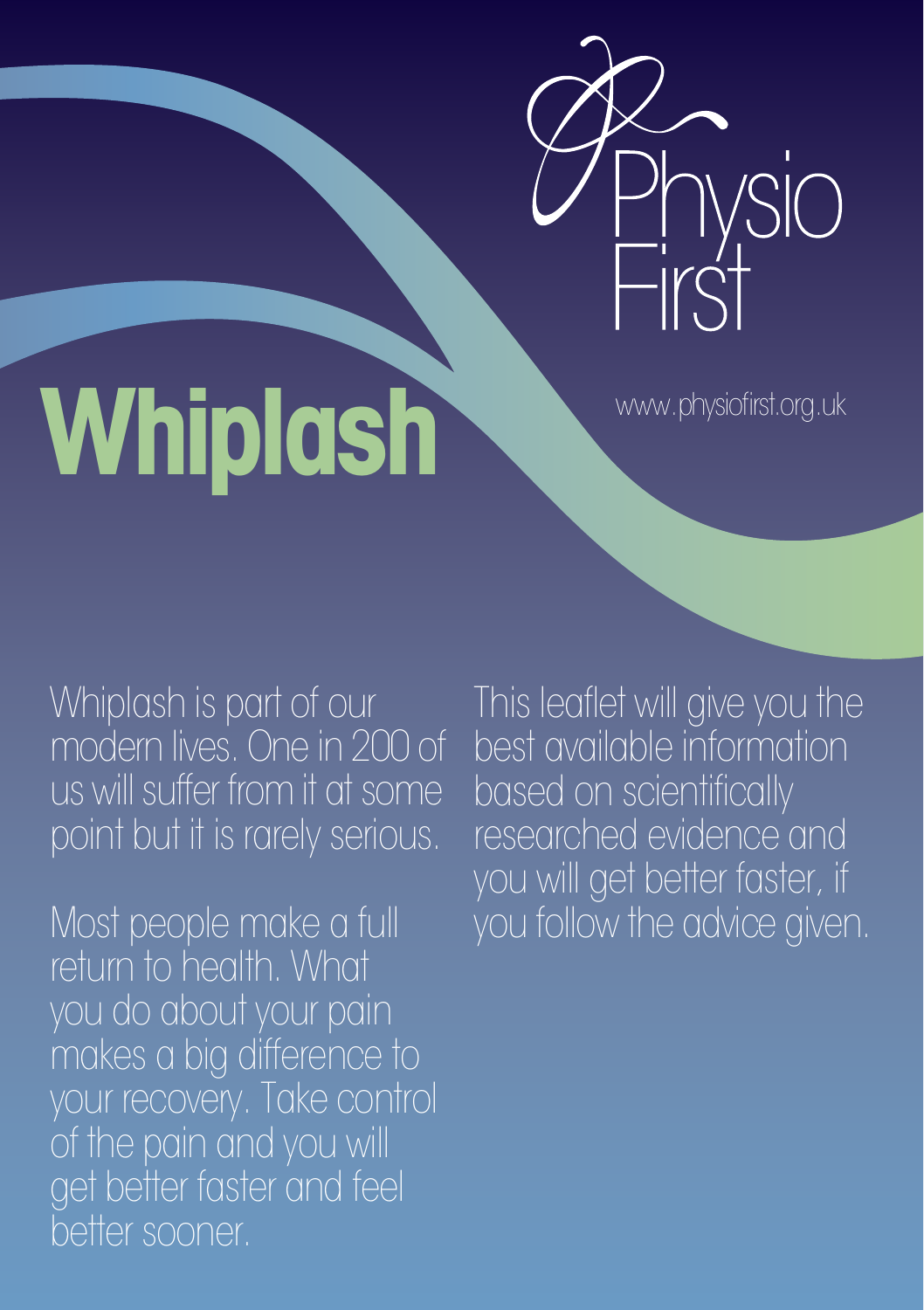Physio First

www.physiofirst.org.uk

# Whiplash

Whiplash is part of our modern lives. One in 200 of us will suffer from it at some point but it is rarely serious.

Most people make a full return to health. What you do about your pain makes a big difference to your recovery. Take control of the pain and you will get better faster and feel better sooner.

This leaflet will give you the best available information based on scientifically researched evidence and you will get better faster, if you follow the advice given.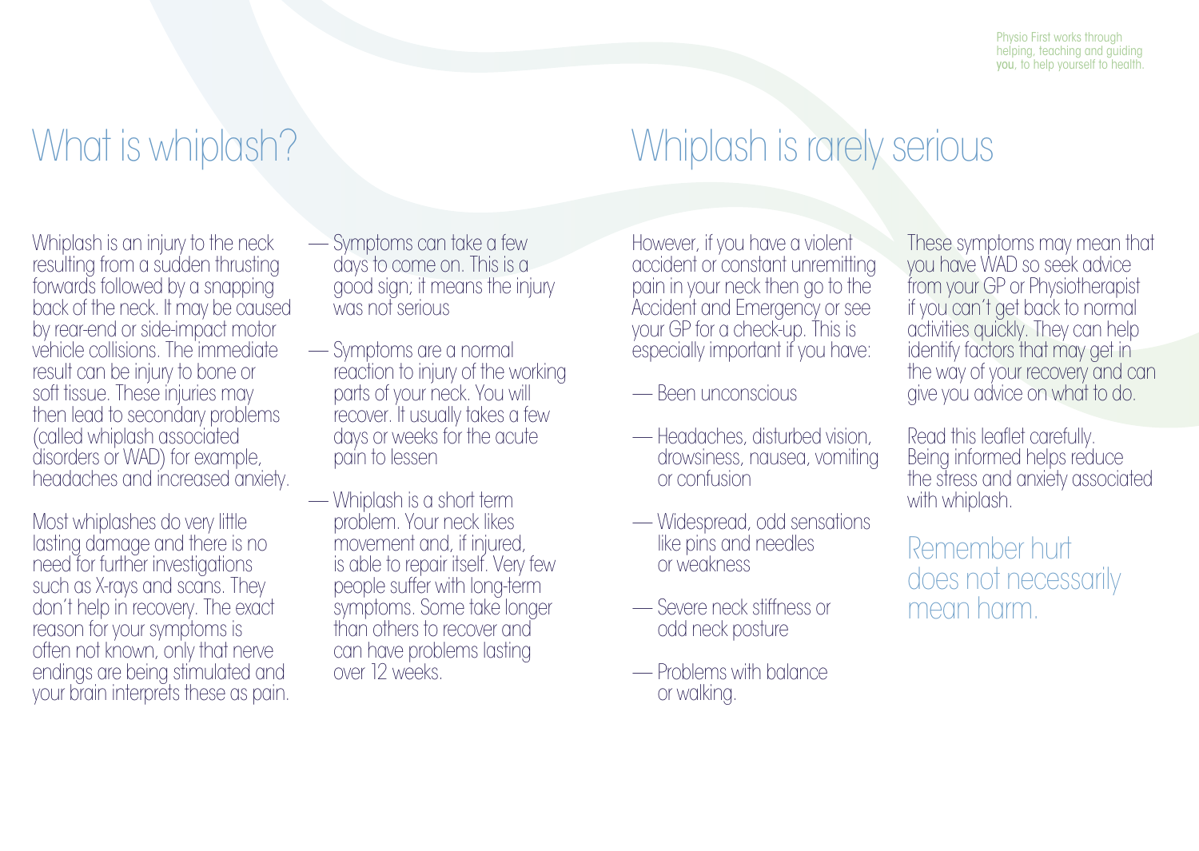Physio First works through helping, teaching and guiding you, to help yourself to health.

# What is whiplash?

Whiplash is an injury to the neck resulting from a sudden thrusting forwards followed by a snapping back of the neck. It may be caused by rear-end or side-impact motor vehicle collisions. The immediate result can be injury to bone or soft tissue. These injuries may then lead to secondary problems (called whiplash associated disorders or WAD) for example, headaches and increased anxiety.

Most whiplashes do very little lasting damage and there is no need for further investigations such as X-rays and scans. They don't help in recovery. The exact reason for your symptoms is often not known, only that nerve endings are being stimulated and your brain interprets these as pain.

- Symptoms can take a few days to come on. This is a good sign; it means the injury was not serious
- Symptoms are a normal reaction to injury of the working parts of your neck. You will recover. It usually takes a few days or weeks for the acute pain to lessen
- Whiplash is a short term problem. Your neck likes movement and, if injured, is able to repair itself. Very few people suffer with long-term symptoms. Some take longer than others to recover and can have problems lasting over 12 weeks.

# Whiplash is rarely serious

However, if you have a violent accident or constant unremitting pain in your neck then go to the Accident and Emergency or see your GP for a check-up. This is especially important if you have:

- Been unconscious
- Headaches, disturbed vision, drowsiness, nausea, vomiting or confusion
- Widespread, odd sensations like pins and needles or weakness
- Severe neck stiffness or odd neck posture
- Problems with balance or walking.

These symptoms may mean that you have WAD so seek advice from your GP or Physiotherapist if you can't get back to normal activities quickly. They can help identify factors that may get in the way of your recovery and can give you advice on what to do.

Read this leaflet carefully. Being informed helps reduce the stress and anxiety associated with whiplash.

## Remember hurt does not necessarily mean harm.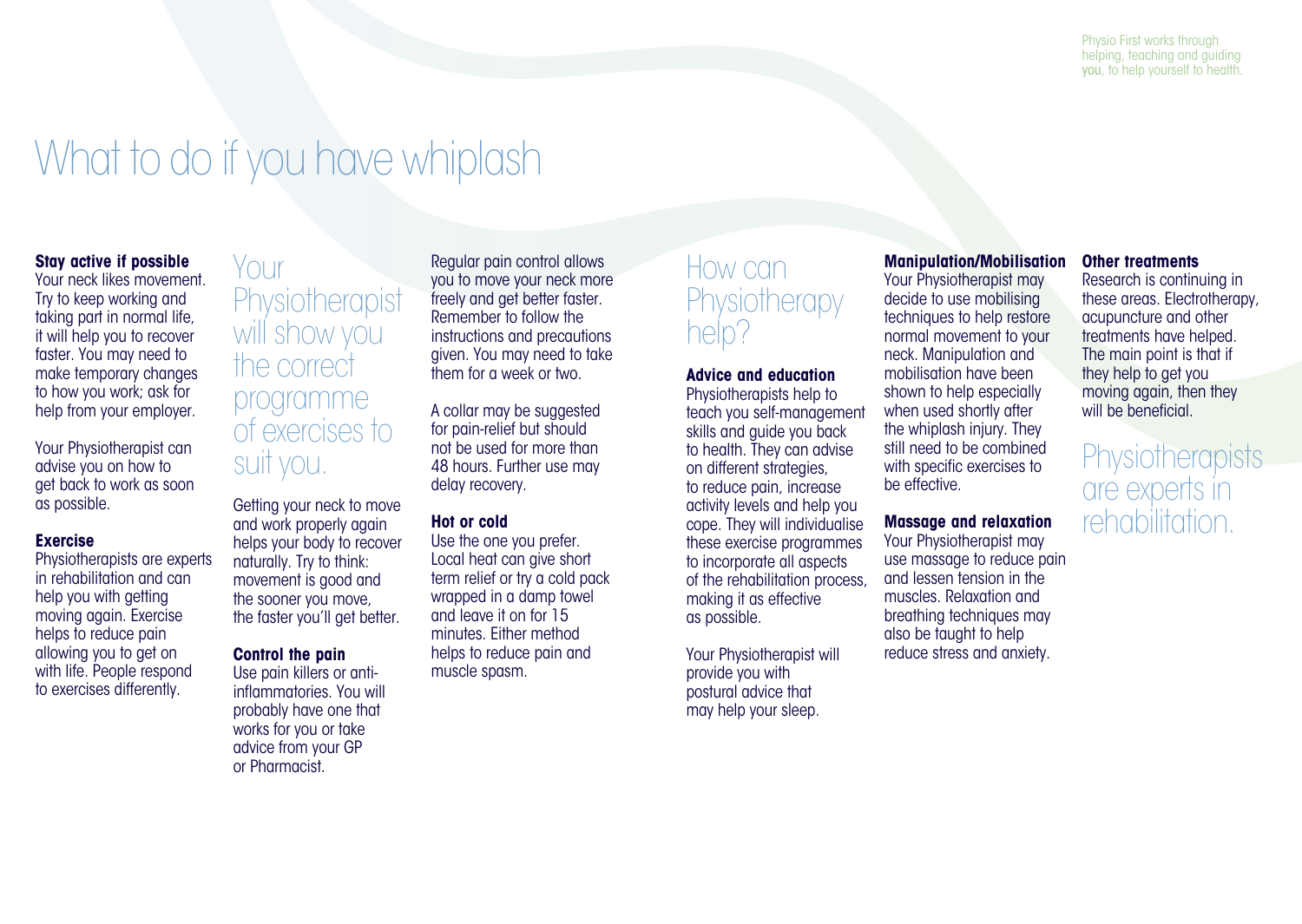Physio First works through helping, teaching and guiding you, to help yourself to health.

# What to do if you have whiplash

**Stay active if possible**
Your neck likes movement. Try to keep working and taking part in normal life, it will help you to recover faster. You may need to make temporary changes to how you work; ask for help from your employer.

Your Physiotherapist can advise you on how to get back to work as soon as possible.

**Exercise**
Physiotherapists are experts in rehabilitation and can help you with getting moving again. Exercise helps to reduce pain allowing you to get on with life. People respond to exercises differently.

## Your Physiotherapist will show you the correct programme of exercises to suit you.

Getting your neck to move and work properly again helps your body to recover naturally. Try to think: movement is good and the sooner you move, the faster you'll get better.

**Control the pain**
Use pain killers or anti-inflammatories. You will probably have one that works for you or take advice from your GP or Pharmacist.

Regular pain control allows you to move your neck more freely and get better faster. Remember to follow the instructions and precautions given. You may need to take them for a week or two.

A collar may be suggested for pain-relief but should not be used for more than 48 hours. Further use may delay recovery.

**Hot or cold**
Use the one you prefer. Local heat can give short term relief or try a cold pack wrapped in a damp towel and leave it on for 15 minutes. Either method helps to reduce pain and muscle spasm.

## How can Physiotherapy help?

**Advice and education**
Physiotherapists help to teach you self-management skills and guide you back to health. They can advise on different strategies, to reduce pain, increase activity levels and help you cope. They will individualise these exercise programmes to incorporate all aspects of the rehabilitation process, making it as effective as possible.

Your Physiotherapist will provide you with postural advice that may help your sleep.

**Manipulation/Mobilisation**
Your Physiotherapist may decide to use mobilising techniques to help restore normal movement to your neck. Manipulation and mobilisation have been shown to help especially when used shortly after the whiplash injury. They still need to be combined with specific exercises to be effective.

**Massage and relaxation**
Your Physiotherapist may use massage to reduce pain and lessen tension in the muscles. Relaxation and breathing techniques may also be taught to help reduce stress and anxiety.

**Other treatments**
Research is continuing in these areas. Electrotherapy, acupuncture and other treatments have helped. The main point is that if they help to get you moving again, then they will be beneficial.

## Physiotherapists are experts in rehabilitation.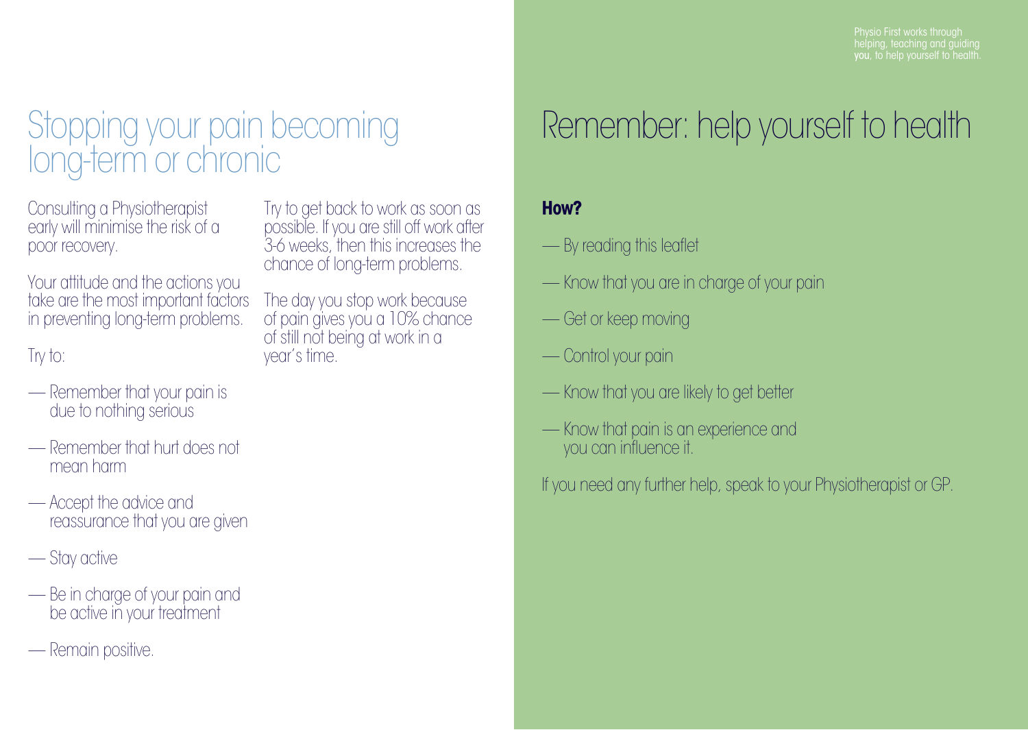# Stopping your pain becoming long-term or chronic

Consulting a Physiotherapist early will minimise the risk of a poor recovery.

Your attitude and the actions you take are the most important factors in preventing long-term problems.

Try to:

- Remember that your pain is due to nothing serious
- Remember that hurt does not mean harm
- Accept the advice and reassurance that you are given
- Stay active
- Be in charge of your pain and be active in your treatment
- Remain positive.

Try to get back to work as soon as possible. If you are still off work after 3-6 weeks, then this increases the chance of long-term problems.

The day you stop work because of pain gives you a 10% chance of still not being at work in a year's time.

Physio First works through helping, teaching and guiding **you**, to help yourself to health.

# Remember: help yourself to health

**How?**

- By reading this leaflet
- Know that you are in charge of your pain
- Get or keep moving
- Control your pain
- Know that you are likely to get better
- Know that pain is an experience and you can influence it.

If you need any further help, speak to your Physiotherapist or GP.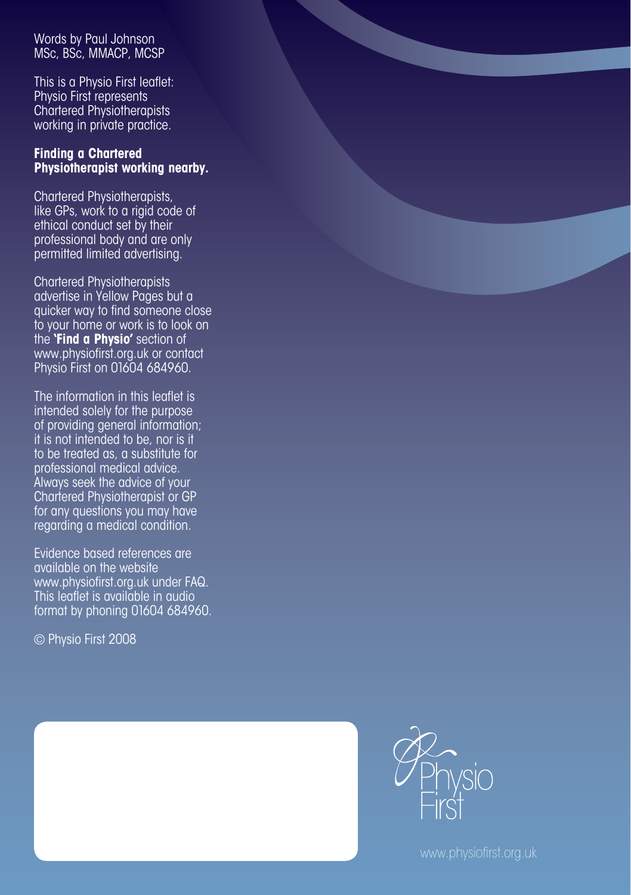Words by Paul Johnson
MSc, BSc, MMACP, MCSP

This is a Physio First leaflet:
Physio First represents Chartered Physiotherapists working in private practice.

**Finding a Chartered Physiotherapist working nearby.**

Chartered Physiotherapists, like GPs, work to a rigid code of ethical conduct set by their professional body and are only permitted limited advertising.

Chartered Physiotherapists advertise in Yellow Pages but a quicker way to find someone close to your home or work is to look on the **'Find a Physio'** section of www.physiofirst.org.uk or contact Physio First on 01604 684960.

The information in this leaflet is intended solely for the purpose of providing general information; it is not intended to be, nor is it to be treated as, a substitute for professional medical advice. Always seek the advice of your Chartered Physiotherapist or GP for any questions you may have regarding a medical condition.

Evidence based references are available on the website www.physiofirst.org.uk under FAQ. This leaflet is available in audio format by phoning 01604 684960.

© Physio First 2008

Physio First

www.physiofirst.org.uk